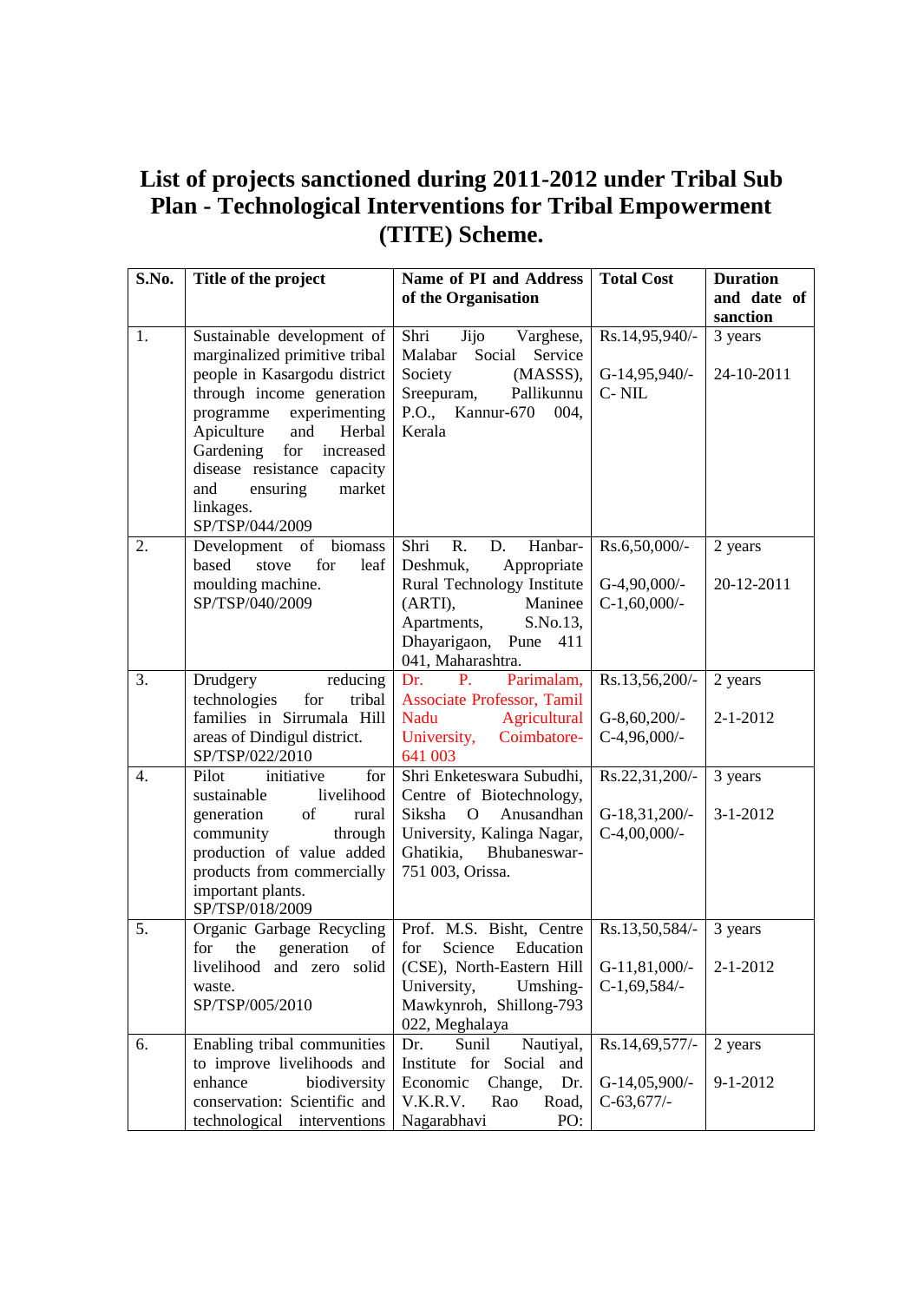# List of projects sanctioned during 2011-2012 under Tribal Sub Plan - Technological Interventions for Tribal Empowerment (TITE) Scheme.

| S.No. | Title of the project | Name of PI and Address of the Organisation | Total Cost | Duration and date of sanction |
|---|---|---|---|---|
| 1. | Sustainable development of marginalized primitive tribal people in Kasargodu district through income generation programme experimenting Apiculture and Herbal Gardening for increased disease resistance capacity and ensuring market linkages. SP/TSP/044/2009 | Shri Jijo Varghese, Malabar Social Service Society (MASSS), Sreepuram, Pallikunnu P.O., Kannur-670 004, Kerala | Rs.14,95,940/- G-14,95,940/- C- NIL | 3 years 24-10-2011 |
| 2. | Development of biomass based stove for leaf moulding machine. SP/TSP/040/2009 | Shri R. D. Hanbar-Deshmuk, Appropriate Rural Technology Institute (ARTI), Maninee Apartments, S.No.13, Dhayarigaon, Pune 411 041, Maharashtra. | Rs.6,50,000/- G-4,90,000/- C-1,60,000/- | 2 years 20-12-2011 |
| 3. | Drudgery reducing technologies for tribal families in Sirrumala Hill areas of Dindigul district. SP/TSP/022/2010 | Dr. P. Parimalam, Associate Professor, Tamil Nadu Agricultural University, Coimbatore-641 003 | Rs.13,56,200/- G-8,60,200/- C-4,96,000/- | 2 years 2-1-2012 |
| 4. | Pilot initiative for sustainable livelihood generation of rural community through production of value added products from commercially important plants. SP/TSP/018/2009 | Shri Enketeswara Subudhi, Centre of Biotechnology, Siksha O Anusandhan University, Kalinga Nagar, Ghatikia, Bhubaneswar-751 003, Orissa. | Rs.22,31,200/- G-18,31,200/- C-4,00,000/- | 3 years 3-1-2012 |
| 5. | Organic Garbage Recycling for the generation of livelihood and zero solid waste. SP/TSP/005/2010 | Prof. M.S. Bisht, Centre for Science Education (CSE), North-Eastern Hill University, Umshing-Mawkynroh, Shillong-793 022, Meghalaya | Rs.13,50,584/- G-11,81,000/- C-1,69,584/- | 3 years 2-1-2012 |
| 6. | Enabling tribal communities to improve livelihoods and enhance biodiversity conservation: Scientific and technological interventions | Dr. Sunil Nautiyal, Institute for Social and Economic Change, Dr. V.K.R.V. Rao Road, Nagarabhavi PO: | Rs.14,69,577/- G-14,05,900/- C-63,677/- | 2 years 9-1-2012 |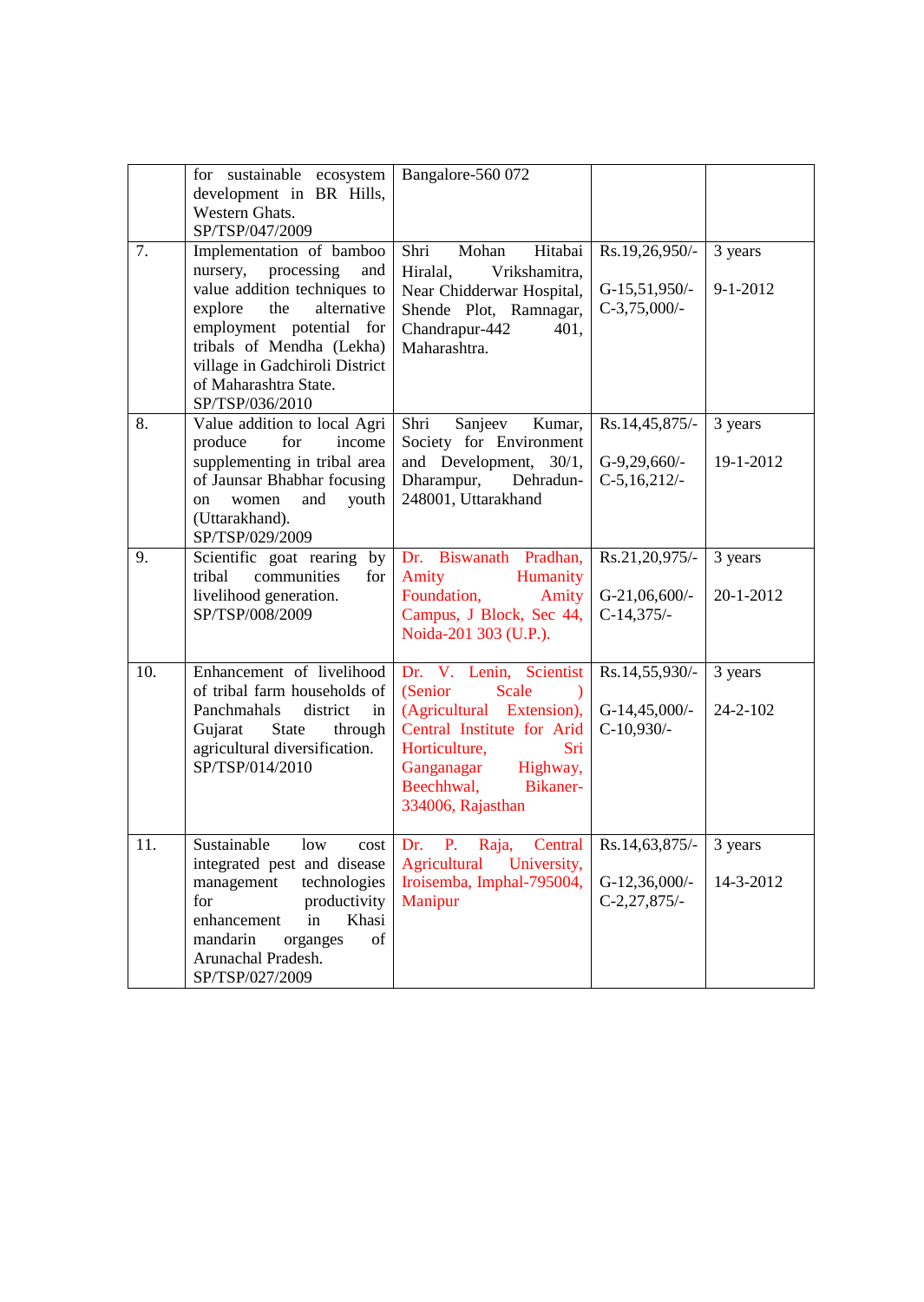| | | | | |
|---|---|---|---|---|
| | for sustainable ecosystem development in BR Hills, Western Ghats. SP/TSP/047/2009 | Bangalore-560 072 | | |
| 7. | Implementation of bamboo nursery, processing and value addition techniques to explore the alternative employment potential for tribals of Mendha (Lekha) village in Gadchiroli District of Maharashtra State. SP/TSP/036/2010 | Shri Mohan Hitabai Hiralal, Vrikshamitra, Near Chidderwar Hospital, Shende Plot, Ramnagar, Chandrapur-442 401, Maharashtra. | Rs.19,26,950/- G-15,51,950/- C-3,75,000/- | 3 years 9-1-2012 |
| 8. | Value addition to local Agri produce for income supplementing in tribal area of Jaunsar Bhabhar focusing on women and youth (Uttarakhand). SP/TSP/029/2009 | Shri Sanjeev Kumar, Society for Environment and Development, 30/1, Dharampur, Dehradun-248001, Uttarakhand | Rs.14,45,875/- G-9,29,660/- C-5,16,212/- | 3 years 19-1-2012 |
| 9. | Scientific goat rearing by tribal communities for livelihood generation. SP/TSP/008/2009 | Dr. Biswanath Pradhan, Amity Humanity Foundation, Amity Campus, J Block, Sec 44, Noida-201 303 (U.P.). | Rs.21,20,975/- G-21,06,600/- C-14,375/- | 3 years 20-1-2012 |
| 10. | Enhancement of livelihood of tribal farm households of Panchmahals district in Gujarat State through agricultural diversification. SP/TSP/014/2010 | Dr. V. Lenin, Scientist (Senior Scale ) (Agricultural Extension), Central Institute for Arid Horticulture, Sri Ganganagar Highway, Beechhwal, Bikaner-334006, Rajasthan | Rs.14,55,930/- G-14,45,000/- C-10,930/- | 3 years 24-2-102 |
| 11. | Sustainable low cost integrated pest and disease management technologies for productivity enhancement in Khasi mandarin organges of Arunachal Pradesh. SP/TSP/027/2009 | Dr. P. Raja, Central Agricultural University, Iroisemba, Imphal-795004, Manipur | Rs.14,63,875/- G-12,36,000/- C-2,27,875/- | 3 years 14-3-2012 |